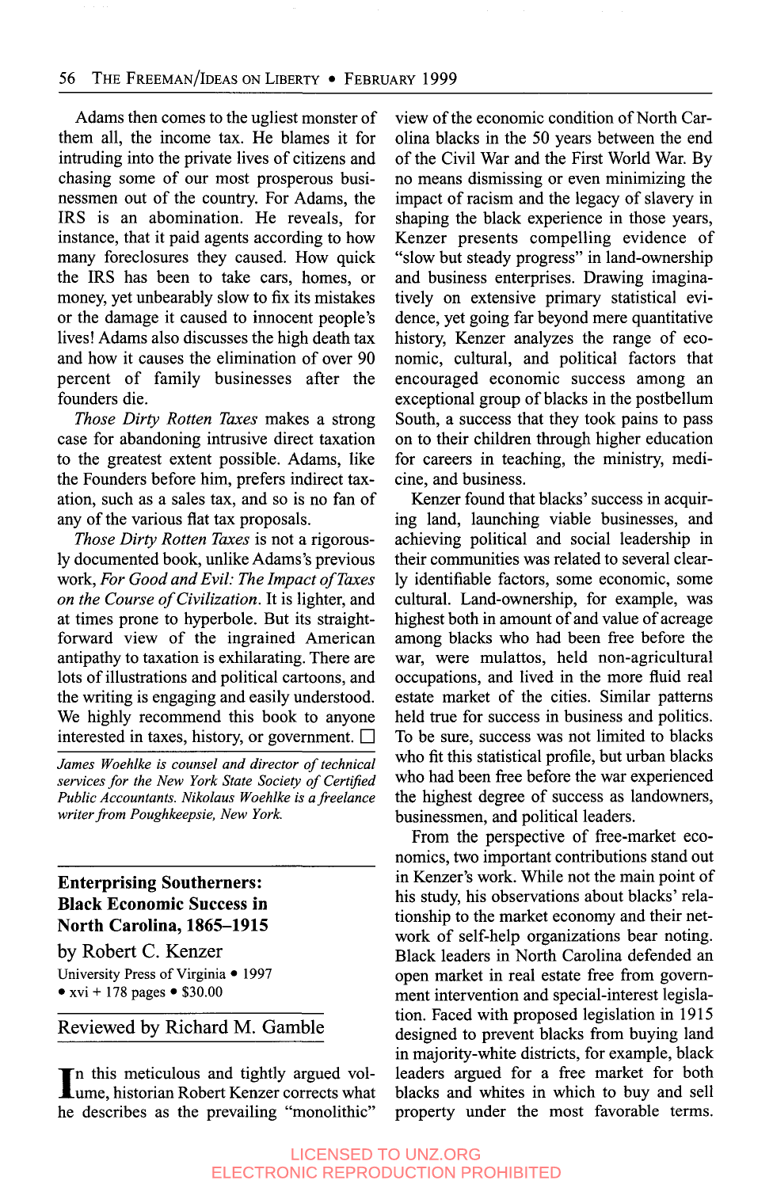Adams then comes to the ugliest monster of them all, the income tax. He blames it for intruding into the private lives of citizens and chasing some of our most prosperous businessmen out of the country. For Adams, the IRS is an abomination. He reveals, for instance, that it paid agents according to how many foreclosures they caused. How quick the IRS has been to take cars, homes, or money, yet unbearably slow to fix its mistakes or the damage it caused to innocent people's lives! Adams also discusses the high death tax and how it causes the elimination of over 90 percent of family businesses after the founders die.

*Those Dirty Rotten Taxes* makes a strong case for abandoning intrusive direct taxation to the greatest extent possible. Adams, like the Founders before him, prefers indirect taxation, such as a sales tax, and so is no fan of any of the various flat tax proposals.

*Those Dirty Rotten Taxes* is not a rigorously documented book, unlike Adams's previous work, *For Good and Evil: The Impact of Taxes on the Course of Civilization*. It is lighter, and at times prone to hyperbole. But its straightforward view of the ingrained American antipathy to taxation is exhilarating. There are lots of illustrations and political cartoons, and the writing is engaging and easily understood. We highly recommend this book to anyone interested in taxes, history, or government. □

*James Woehlke is counsel and director of technical services for the New York State Society of Certified Public Accountants. Nikolaus Woehlke is a freelance writer from Poughkeepsie, New York.*

---

## Enterprising Southerners: Black Economic Success in North Carolina, 1865–1915

by Robert C. Kenzer

University Press of Virginia • 1997 • xvi + 178 pages • $30.00

Reviewed by Richard M. Gamble

In this meticulous and tightly argued volume, historian Robert Kenzer corrects what he describes as the prevailing "monolithic" view of the economic condition of North Carolina blacks in the 50 years between the end of the Civil War and the First World War. By no means dismissing or even minimizing the impact of racism and the legacy of slavery in shaping the black experience in those years, Kenzer presents compelling evidence of "slow but steady progress" in land-ownership and business enterprises. Drawing imaginatively on extensive primary statistical evidence, yet going far beyond mere quantitative history, Kenzer analyzes the range of economic, cultural, and political factors that encouraged economic success among an exceptional group of blacks in the postbellum South, a success that they took pains to pass on to their children through higher education for careers in teaching, the ministry, medicine, and business.

Kenzer found that blacks' success in acquiring land, launching viable businesses, and achieving political and social leadership in their communities was related to several clearly identifiable factors, some economic, some cultural. Land-ownership, for example, was highest both in amount of and value of acreage among blacks who had been free before the war, were mulattos, held non-agricultural occupations, and lived in the more fluid real estate market of the cities. Similar patterns held true for success in business and politics. To be sure, success was not limited to blacks who fit this statistical profile, but urban blacks who had been free before the war experienced the highest degree of success as landowners, businessmen, and political leaders.

From the perspective of free-market economics, two important contributions stand out in Kenzer's work. While not the main point of his study, his observations about blacks' relationship to the market economy and their network of self-help organizations bear noting. Black leaders in North Carolina defended an open market in real estate free from government intervention and special-interest legislation. Faced with proposed legislation in 1915 designed to prevent blacks from buying land in majority-white districts, for example, black leaders argued for a free market for both blacks and whites in which to buy and sell property under the most favorable terms.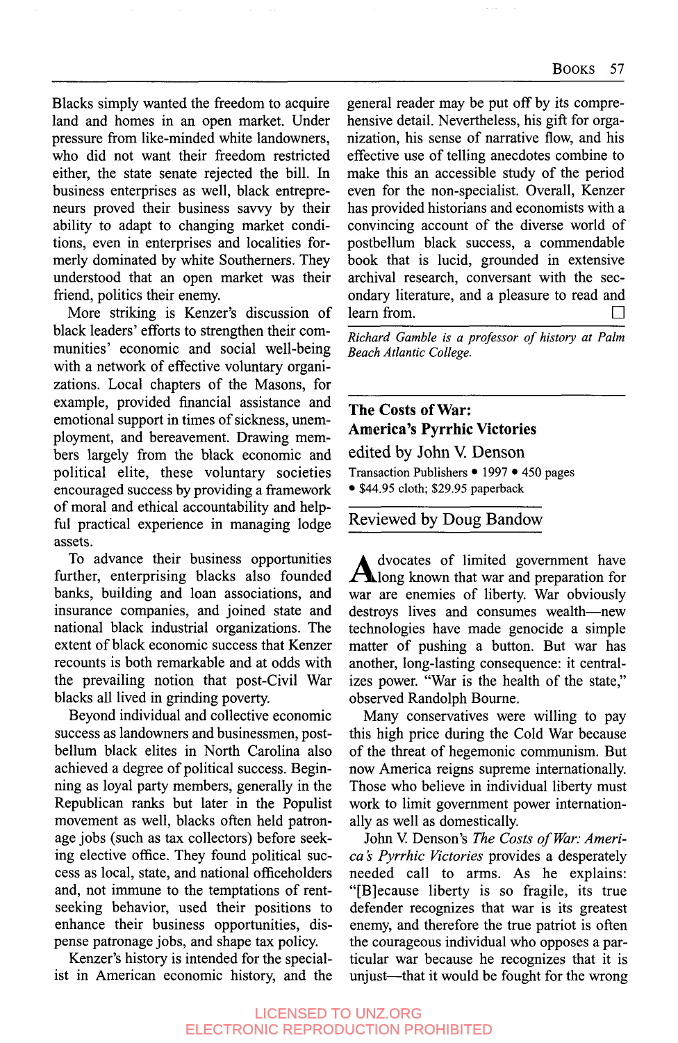Blacks simply wanted the freedom to acquire land and homes in an open market. Under pressure from like-minded white landowners, who did not want their freedom restricted either, the state senate rejected the bill. In business enterprises as well, black entrepreneurs proved their business savvy by their ability to adapt to changing market conditions, even in enterprises and localities formerly dominated by white Southerners. They understood that an open market was their friend, politics their enemy.

More striking is Kenzer's discussion of black leaders' efforts to strengthen their communities' economic and social well-being with a network of effective voluntary organizations. Local chapters of the Masons, for example, provided financial assistance and emotional support in times of sickness, unemployment, and bereavement. Drawing members largely from the black economic and political elite, these voluntary societies encouraged success by providing a framework of moral and ethical accountability and helpful practical experience in managing lodge assets.

To advance their business opportunities further, enterprising blacks also founded banks, building and loan associations, and insurance companies, and joined state and national black industrial organizations. The extent of black economic success that Kenzer recounts is both remarkable and at odds with the prevailing notion that post-Civil War blacks all lived in grinding poverty.

Beyond individual and collective economic success as landowners and businessmen, postbellum black elites in North Carolina also achieved a degree of political success. Beginning as loyal party members, generally in the Republican ranks but later in the Populist movement as well, blacks often held patronage jobs (such as tax collectors) before seeking elective office. They found political success as local, state, and national officeholders and, not immune to the temptations of rent-seeking behavior, used their positions to enhance their business opportunities, dispense patronage jobs, and shape tax policy.

Kenzer's history is intended for the specialist in American economic history, and the general reader may be put off by its comprehensive detail. Nevertheless, his gift for organization, his sense of narrative flow, and his effective use of telling anecdotes combine to make this an accessible study of the period even for the non-specialist. Overall, Kenzer has provided historians and economists with a convincing account of the diverse world of postbellum black success, a commendable book that is lucid, grounded in extensive archival research, conversant with the secondary literature, and a pleasure to read and learn from. □

*Richard Gamble is a professor of history at Palm Beach Atlantic College.*

---

## The Costs of War: America's Pyrrhic Victories

edited by John V. Denson

Transaction Publishers • 1997 • 450 pages • $44.95 cloth; $29.95 paperback

Reviewed by Doug Bandow

Advocates of limited government have long known that war and preparation for war are enemies of liberty. War obviously destroys lives and consumes wealth—new technologies have made genocide a simple matter of pushing a button. But war has another, long-lasting consequence: it centralizes power. "War is the health of the state," observed Randolph Bourne.

Many conservatives were willing to pay this high price during the Cold War because of the threat of hegemonic communism. But now America reigns supreme internationally. Those who believe in individual liberty must work to limit government power internationally as well as domestically.

John V. Denson's *The Costs of War: America's Pyrrhic Victories* provides a desperately needed call to arms. As he explains: "[B]ecause liberty is so fragile, its true defender recognizes that war is its greatest enemy, and therefore the true patriot is often the courageous individual who opposes a particular war because he recognizes that it is unjust—that it would be fought for the wrong